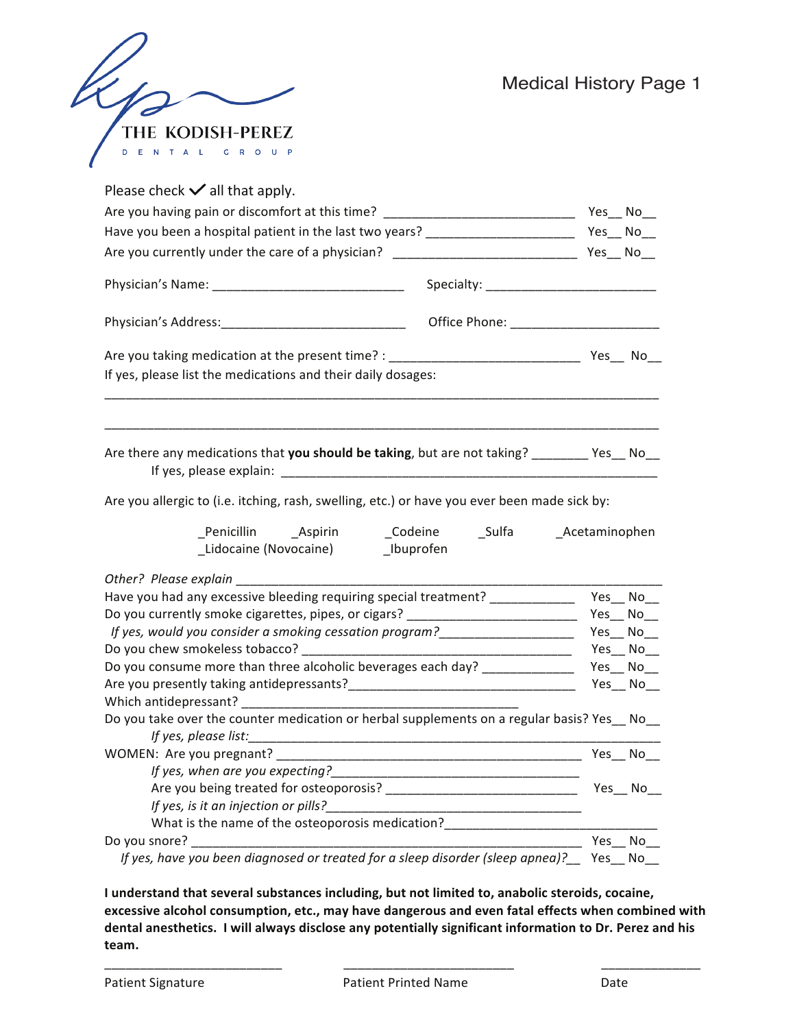THE KODISH-PEREZ

DENTAL GROUP

# Medical History Page 1

Please check ✓ all that apply.

Are you having pain or discomfort at this time? ___________________________ Yes__ No__

Have you been a hospital patient in the last two years? _____________________ Yes__ No__

Are you currently under the care of a physician? __________________________ Yes__ No__

Physician's Name: ___________________________ Specialty: ________________________

Physician's Address:__________________________ Office Phone: _____________________

Are you taking medication at the present time? : __________________________ Yes__ No__

If yes, please list the medications and their daily dosages:

_______________________________________________________________________________

_______________________________________________________________________________

Are there any medications that **you should be taking**, but are not taking? ________ Yes__ No__

If yes, please explain: _____________________________________________________

Are you allergic to (i.e. itching, rash, swelling, etc.) or have you ever been made sick by:

_Penicillin _Aspirin _Codeine _Sulfa _Acetaminophen

_Lidocaine (Novocaine) _Ibuprofen

*Other? Please explain* _________________________________________________________________

Have you had any excessive bleeding requiring special treatment? ___________ Yes__ No__

Do you currently smoke cigarettes, pipes, or cigars? _______________________ Yes__ No__

*If yes, would you consider a smoking cessation program?*__________________ Yes__ No__

Do you chew smokeless tobacco? _____________________________________ Yes__ No__

Do you consume more than three alcoholic beverages each day? _____________ Yes__ No__

Are you presently taking antidepressants?________________________________ Yes__ No__

Which antidepressant? ______________________________________

Do you take over the counter medication or herbal supplements on a regular basis? Yes__ No__

*If yes, please list:*_______________________________________________________________

WOMEN: Are you pregnant? __________________________________________ Yes__ No__

*If yes, when are you expecting?*__________________________________

Are you being treated for osteoporosis? ___________________________ Yes__ No__

*If yes, is it an injection or pills?*_________________________________

What is the name of the osteoporosis medication?_____________________________

Do you snore? _______________________________________________________ Yes__ No__

*If yes, have you been diagnosed or treated for a sleep disorder (sleep apnea)?*__ Yes__ No__

**I understand that several substances including, but not limited to, anabolic steroids, cocaine, excessive alcohol consumption, etc., may have dangerous and even fatal effects when combined with dental anesthetics. I will always disclose any potentially significant information to Dr. Perez and his team.**

_________________________ _________________________ ______________

Patient Signature Patient Printed Name Date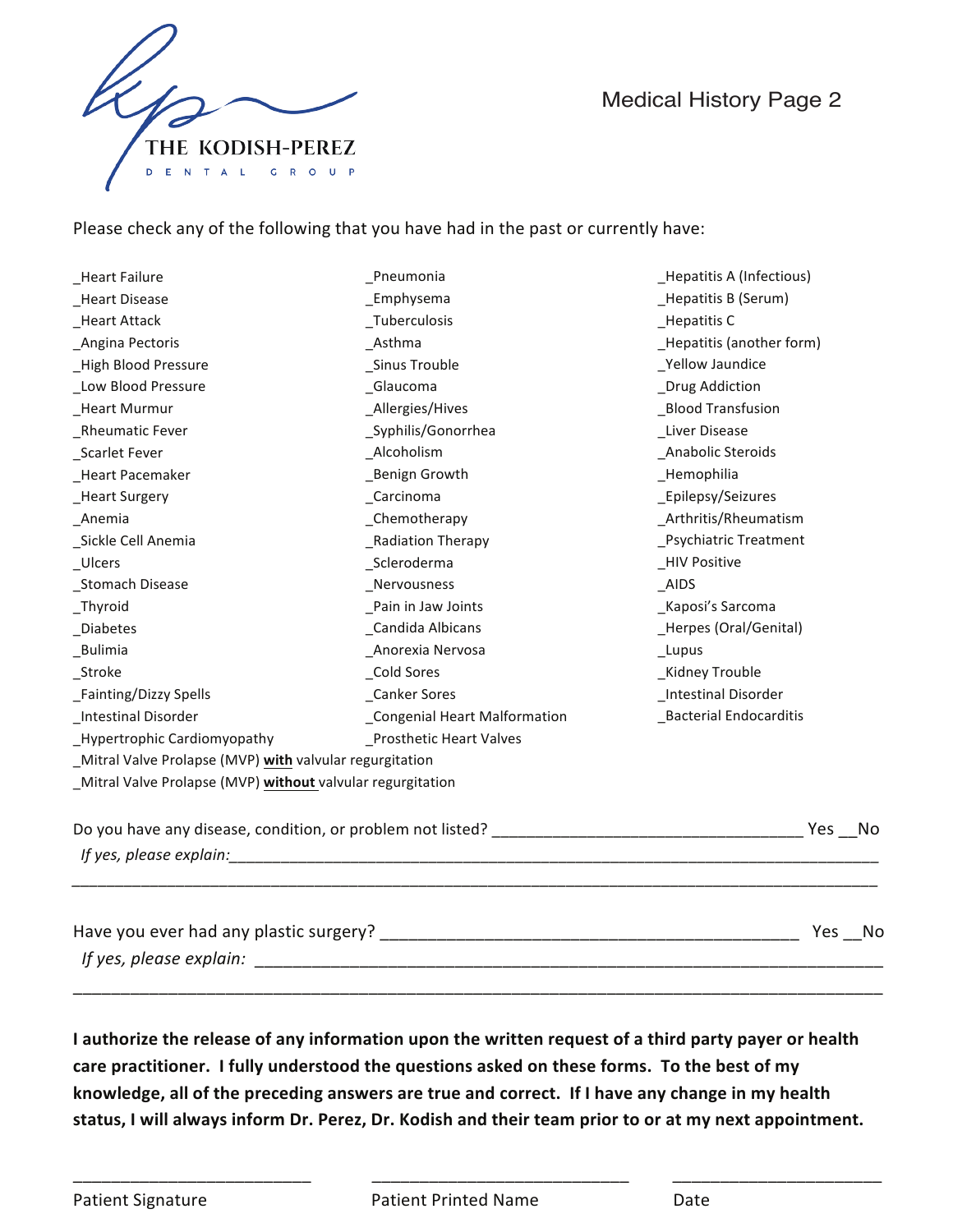THE KODISH-PEREZ
DENTAL GROUP

# Medical History Page 2

Please check any of the following that you have had in the past or currently have:

_Heart Failure
_Heart Disease
_Heart Attack
_Angina Pectoris
_High Blood Pressure
_Low Blood Pressure
_Heart Murmur
_Rheumatic Fever
_Scarlet Fever
_Heart Pacemaker
_Heart Surgery
_Anemia
_Sickle Cell Anemia
_Ulcers
_Stomach Disease
_Thyroid
_Diabetes
_Bulimia
_Stroke
_Fainting/Dizzy Spells
_Intestinal Disorder
_Hypertrophic Cardiomyopathy

_Pneumonia
_Emphysema
_Tuberculosis
_Asthma
_Sinus Trouble
_Glaucoma
_Allergies/Hives
_Syphilis/Gonorrhea
_Alcoholism
_Benign Growth
_Carcinoma
_Chemotherapy
_Radiation Therapy
_Scleroderma
_Nervousness
_Pain in Jaw Joints
_Candida Albicans
_Anorexia Nervosa
_Cold Sores
_Canker Sores
_Congenial Heart Malformation
_Prosthetic Heart Valves

_Hepatitis A (Infectious)
_Hepatitis B (Serum)
_Hepatitis C
_Hepatitis (another form)
_Yellow Jaundice
_Drug Addiction
_Blood Transfusion
_Liver Disease
_Anabolic Steroids
_Hemophilia
_Epilepsy/Seizures
_Arthritis/Rheumatism
_Psychiatric Treatment
_HIV Positive
_AIDS
_Kaposi's Sarcoma
_Herpes (Oral/Genital)
_Lupus
_Kidney Trouble
_Intestinal Disorder
_Bacterial Endocarditis

_Mitral Valve Prolapse (MVP) **with** valvular regurgitation
_Mitral Valve Prolapse (MVP) **without** valvular regurgitation

Do you have any disease, condition, or problem not listed? ___________________________________ Yes __No
*If yes, please explain:*___________________________________________________________________________
_____________________________________________________________________________________________

Have you ever had any plastic surgery? ______________________________________________ Yes __No
*If yes, please explain:* ______________________________________________________________________
_____________________________________________________________________________________________

**I authorize the release of any information upon the written request of a third party payer or health care practitioner. I fully understood the questions asked on these forms. To the best of my knowledge, all of the preceding answers are true and correct. If I have any change in my health status, I will always inform Dr. Perez, Dr. Kodish and their team prior to or at my next appointment.**

_________________________ _________________________ _________________________
Patient Signature Patient Printed Name Date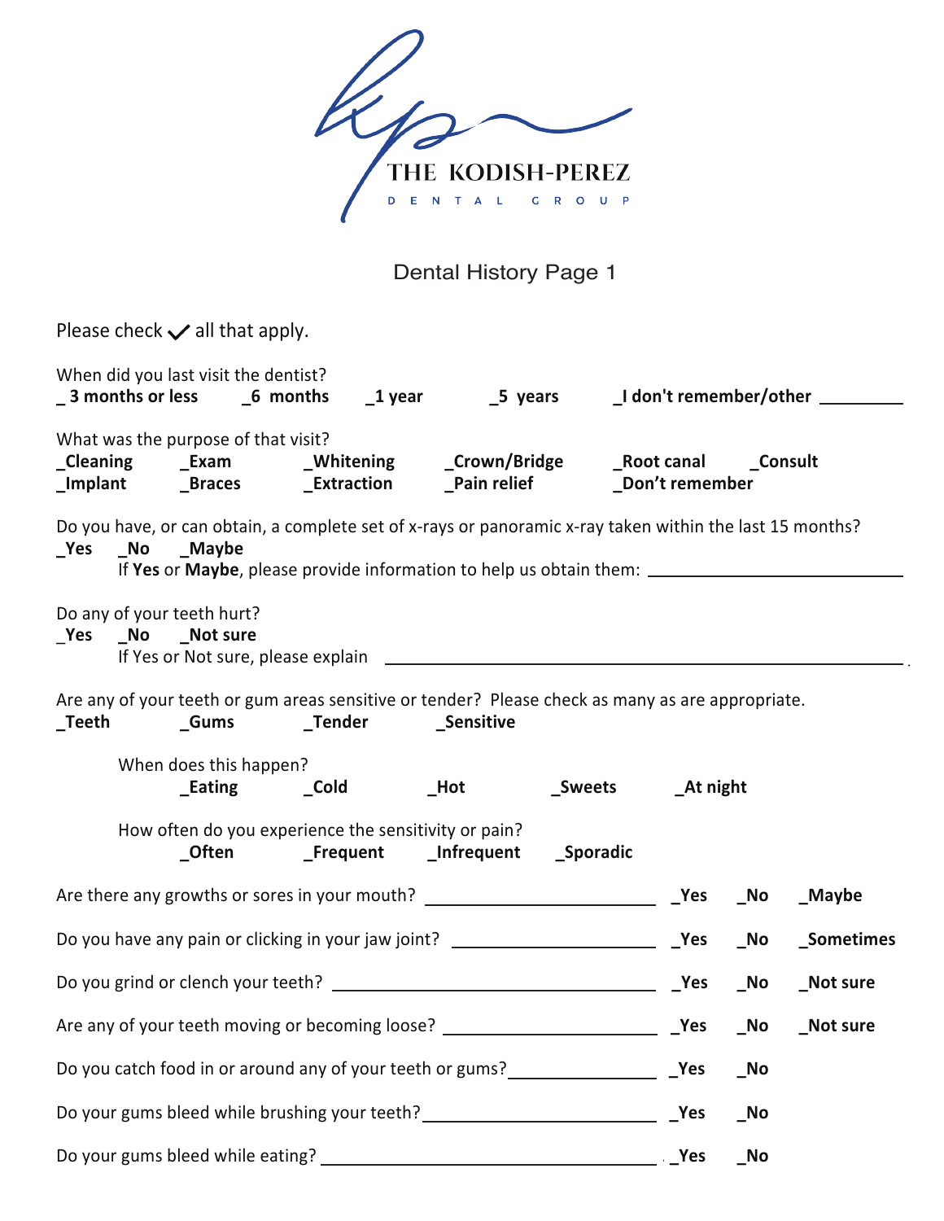THE KODISH-PEREZ

DENTAL GROUP

# Dental History Page 1

Please check ✓ all that apply.

When did you last visit the dentist?
**_ 3 months or less    _6 months    _1 year    _5 years    _I don't remember/other ________**

What was the purpose of that visit?
**_Cleaning    _Exam    _Whitening    _Crown/Bridge    _Root canal    _Consult**
**_Implant    _Braces    _Extraction    _Pain relief    _Don't remember**

Do you have, or can obtain, a complete set of x-rays or panoramic x-ray taken within the last 15 months?
**_Yes    _No    _Maybe**
If **Yes** or **Maybe**, please provide information to help us obtain them: ________________________

Do any of your teeth hurt?
**_Yes    _No    _Not sure**
If Yes or Not sure, please explain ________________________________________________

Are any of your teeth or gum areas sensitive or tender? Please check as many as are appropriate.
**_Teeth    _Gums    _Tender    _Sensitive**

When does this happen?
**_Eating    _Cold    _Hot    _Sweets    _At night**

How often do you experience the sensitivity or pain?
**_Often    _Frequent    _Infrequent    _Sporadic**

Are there any growths or sores in your mouth? ________________________ **_Yes    _No    _Maybe**

Do you have any pain or clicking in your jaw joint? ____________________ **_Yes    _No    _Sometimes**

Do you grind or clench your teeth? ________________________________ **_Yes    _No    _Not sure**

Are any of your teeth moving or becoming loose? ______________________ **_Yes    _No    _Not sure**

Do you catch food in or around any of your teeth or gums? _______________ **_Yes    _No**

Do your gums bleed while brushing your teeth? ________________________ **_Yes    _No**

Do your gums bleed while eating? ________________________________ **_Yes    _No**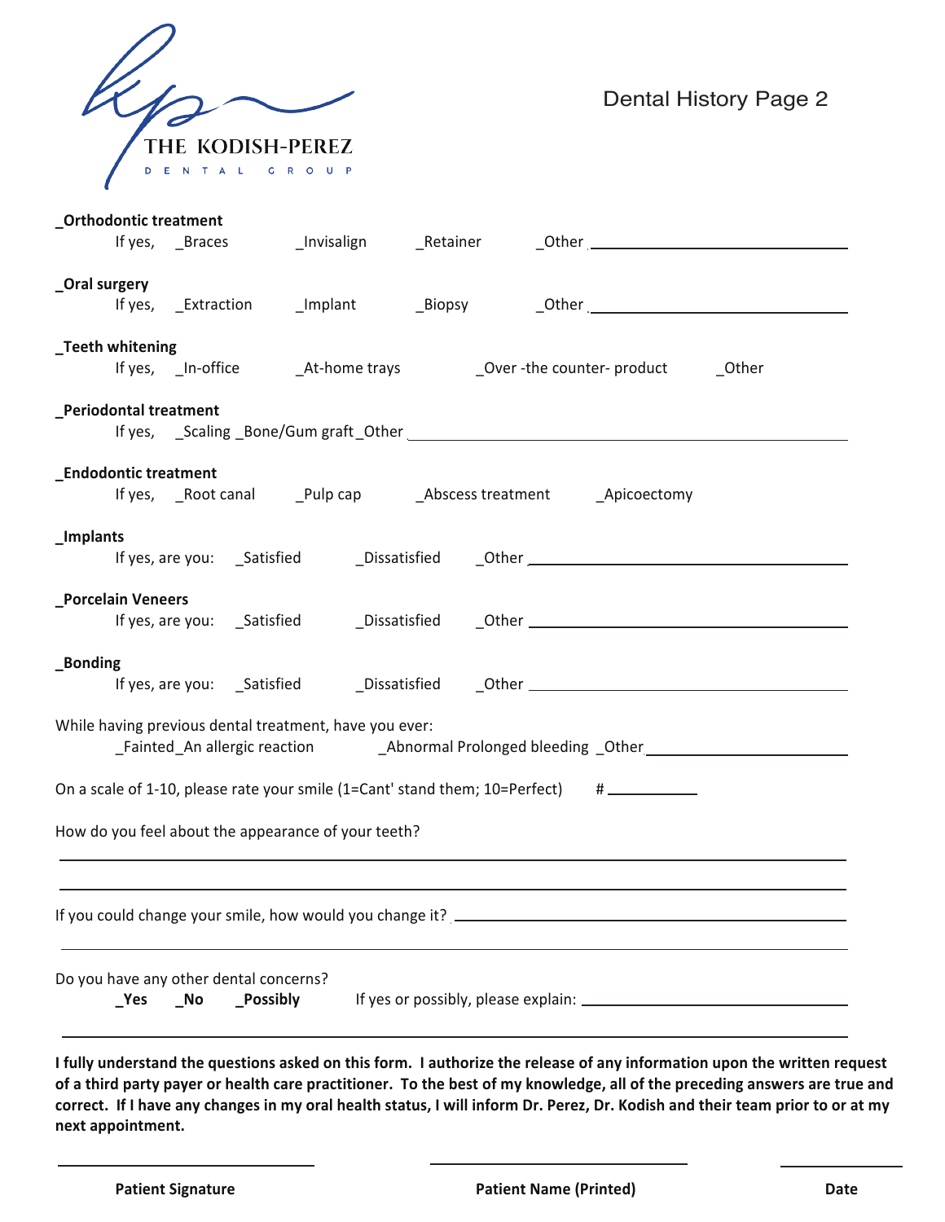THE KODISH-PEREZ

DENTAL GROUP

Dental History Page 2

**_Orthodontic treatment**

If yes, _Braces _Invisalign _Retainer _Other ____________________

**_Oral surgery**

If yes, _Extraction _Implant _Biopsy _Other ____________________

**_Teeth whitening**

If yes, _In-office _At-home trays _Over -the counter- product _Other

**_Periodontal treatment**

If yes, _Scaling _Bone/Gum graft _Other ____________________

**_Endodontic treatment**

If yes, _Root canal _Pulp cap _Abscess treatment _Apicoectomy

**_Implants**

If yes, are you: _Satisfied _Dissatisfied _Other ____________________

**_Porcelain Veneers**

If yes, are you: _Satisfied _Dissatisfied _Other ____________________

**_Bonding**

If yes, are you: _Satisfied _Dissatisfied _Other ____________________

While having previous dental treatment, have you ever:

_Fainted _An allergic reaction _Abnormal Prolonged bleeding _Other ____________________

On a scale of 1-10, please rate your smile (1=Cant' stand them; 10=Perfect) # ________

How do you feel about the appearance of your teeth?

____________________

____________________

If you could change your smile, how would you change it? ____________________

____________________

Do you have any other dental concerns?

**_Yes** **_No** **_Possibly** If yes or possibly, please explain: ____________________

____________________

**I fully understand the questions asked on this form. I authorize the release of any information upon the written request of a third party payer or health care practitioner. To the best of my knowledge, all of the preceding answers are true and correct. If I have any changes in my oral health status, I will inform Dr. Perez, Dr. Kodish and their team prior to or at my next appointment.**

| ____________________ | ____________________ | __________ |
|---|---|---|
| **Patient Signature** | **Patient Name (Printed)** | **Date** |